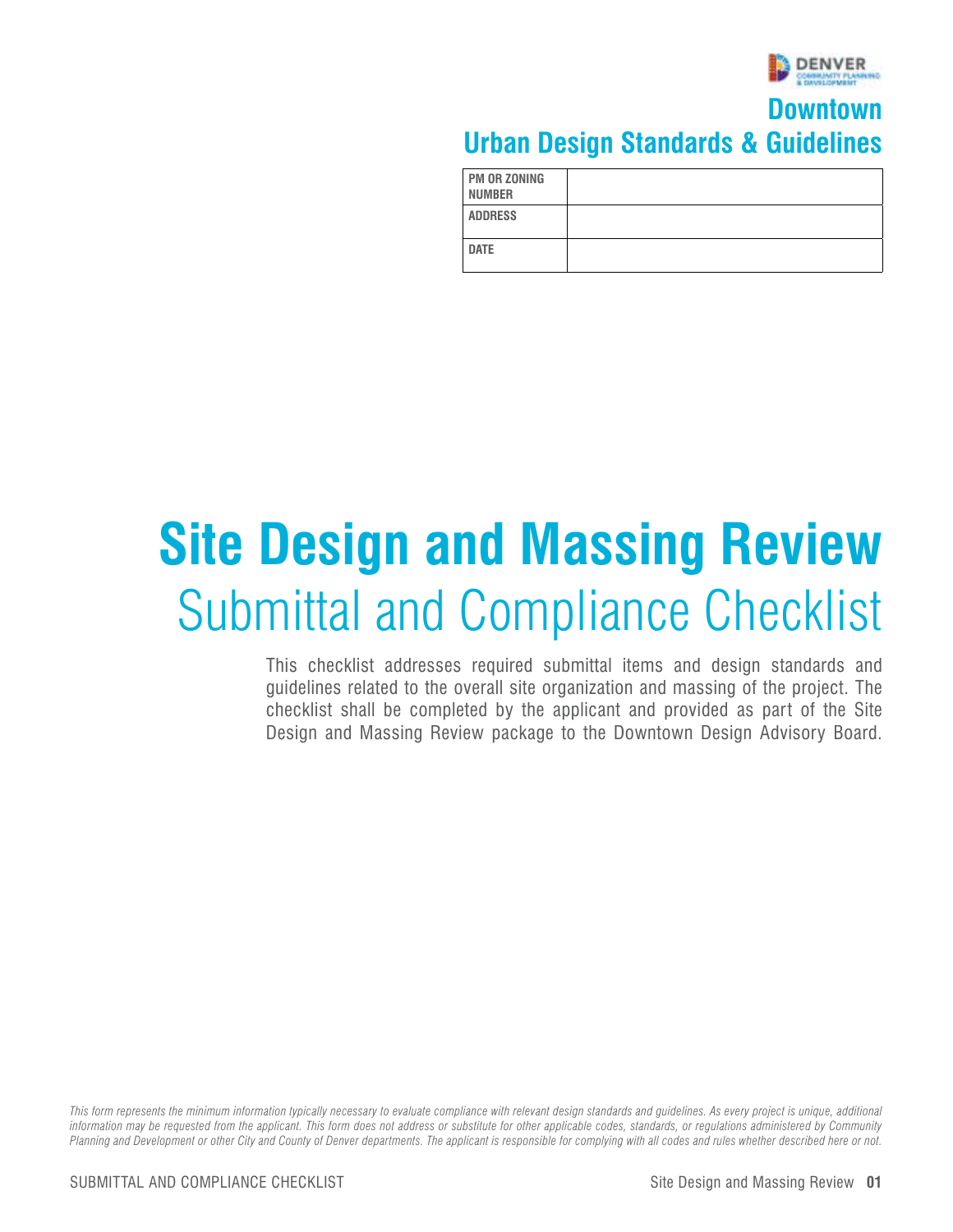DENVER
COMMUNITY PLANNING & DEVELOPMENT

**Downtown**
**Urban Design Standards & Guidelines**

| PM OR ZONING NUMBER | |
|---|---|
| ADDRESS | |
| DATE | |

# Site Design and Massing Review
## Submittal and Compliance Checklist

This checklist addresses required submittal items and design standards and guidelines related to the overall site organization and massing of the project. The checklist shall be completed by the applicant and provided as part of the Site Design and Massing Review package to the Downtown Design Advisory Board.

*This form represents the minimum information typically necessary to evaluate compliance with relevant design standards and guidelines. As every project is unique, additional information may be requested from the applicant. This form does not address or substitute for other applicable codes, standards, or regulations administered by Community Planning and Development or other City and County of Denver departments. The applicant is responsible for complying with all codes and rules whether described here or not.*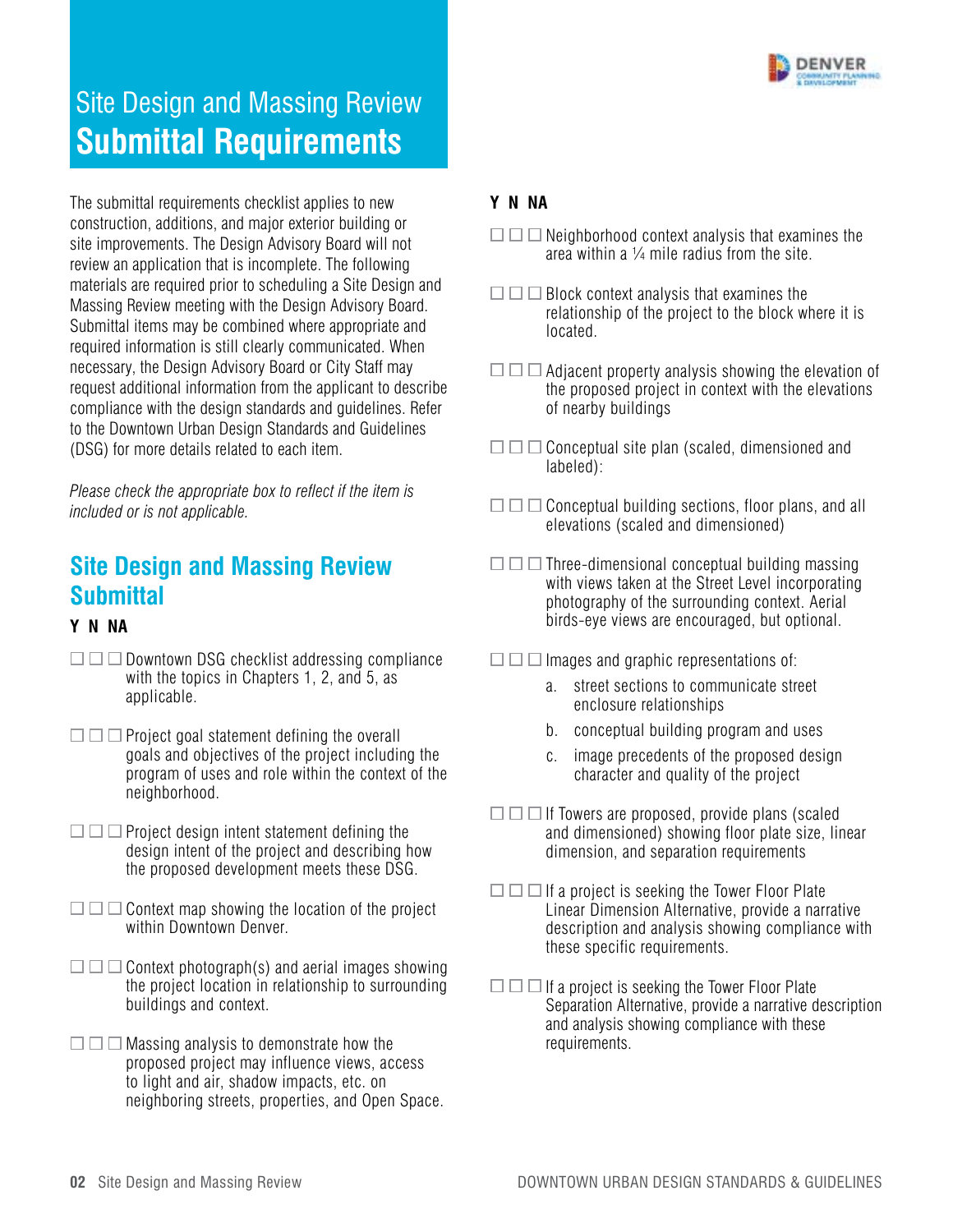# Site Design and Massing Review
# Submittal Requirements

The submittal requirements checklist applies to new construction, additions, and major exterior building or site improvements. The Design Advisory Board will not review an application that is incomplete. The following materials are required prior to scheduling a Site Design and Massing Review meeting with the Design Advisory Board. Submittal items may be combined where appropriate and required information is still clearly communicated. When necessary, the Design Advisory Board or City Staff may request additional information from the applicant to describe compliance with the design standards and guidelines. Refer to the Downtown Urban Design Standards and Guidelines (DSG) for more details related to each item.

*Please check the appropriate box to reflect if the item is included or is not applicable.*

## Site Design and Massing Review Submittal

**Y N NA**

☐ ☐ ☐ Downtown DSG checklist addressing compliance with the topics in Chapters 1, 2, and 5, as applicable.

☐ ☐ ☐ Project goal statement defining the overall goals and objectives of the project including the program of uses and role within the context of the neighborhood.

☐ ☐ ☐ Project design intent statement defining the design intent of the project and describing how the proposed development meets these DSG.

☐ ☐ ☐ Context map showing the location of the project within Downtown Denver.

☐ ☐ ☐ Context photograph(s) and aerial images showing the project location in relationship to surrounding buildings and context.

☐ ☐ ☐ Massing analysis to demonstrate how the proposed project may influence views, access to light and air, shadow impacts, etc. on neighboring streets, properties, and Open Space.

**Y N NA**

☐ ☐ ☐ Neighborhood context analysis that examines the area within a ¼ mile radius from the site.

☐ ☐ ☐ Block context analysis that examines the relationship of the project to the block where it is located.

☐ ☐ ☐ Adjacent property analysis showing the elevation of the proposed project in context with the elevations of nearby buildings

☐ ☐ ☐ Conceptual site plan (scaled, dimensioned and labeled):

☐ ☐ ☐ Conceptual building sections, floor plans, and all elevations (scaled and dimensioned)

☐ ☐ ☐ Three-dimensional conceptual building massing with views taken at the Street Level incorporating photography of the surrounding context. Aerial birds-eye views are encouraged, but optional.

☐ ☐ ☐ Images and graphic representations of:

a. street sections to communicate street enclosure relationships
b. conceptual building program and uses
c. image precedents of the proposed design character and quality of the project

☐ ☐ ☐ If Towers are proposed, provide plans (scaled and dimensioned) showing floor plate size, linear dimension, and separation requirements

☐ ☐ ☐ If a project is seeking the Tower Floor Plate Linear Dimension Alternative, provide a narrative description and analysis showing compliance with these specific requirements.

☐ ☐ ☐ If a project is seeking the Tower Floor Plate Separation Alternative, provide a narrative description and analysis showing compliance with these requirements.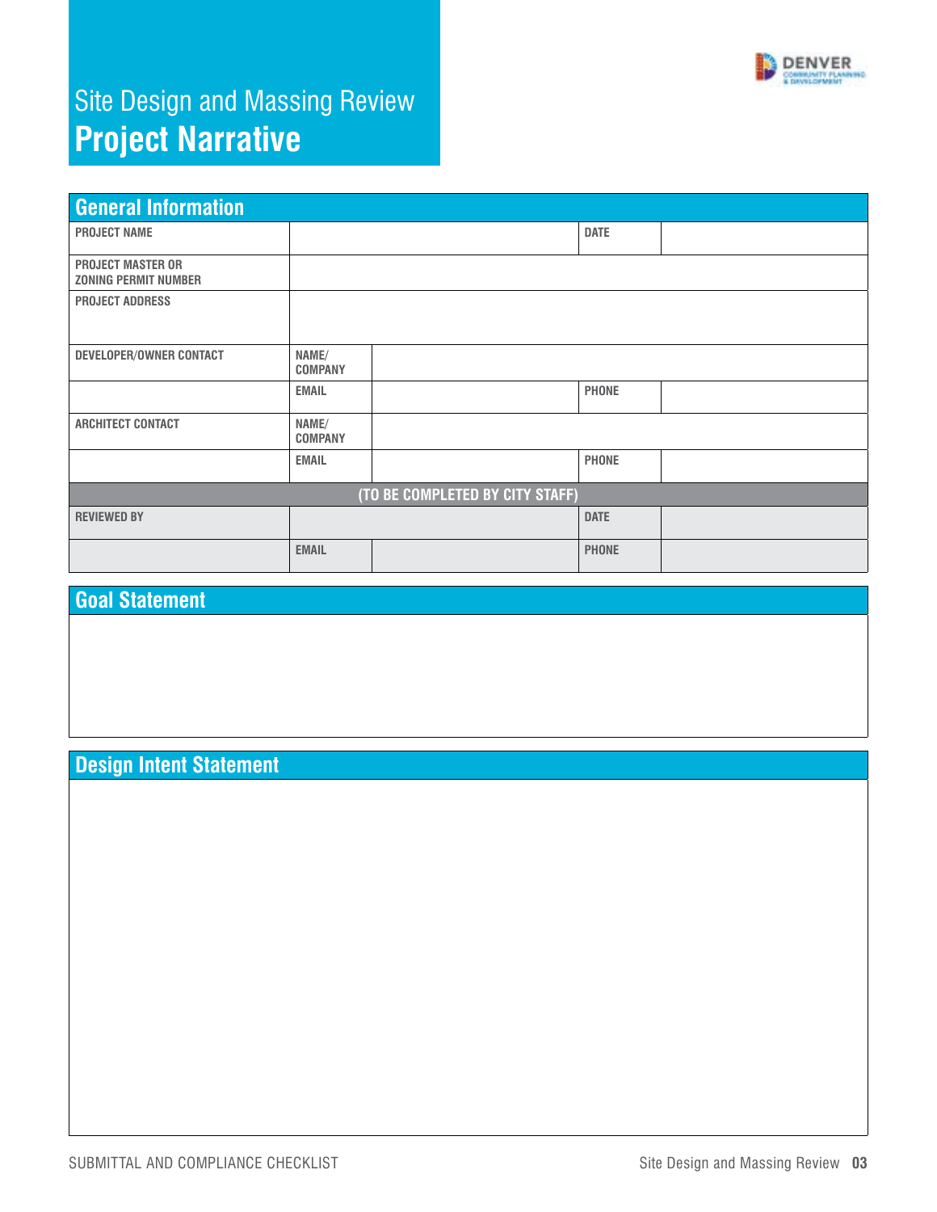Site Design and Massing Review

# Project Narrative

## General Information

| | | | | |
|---|---|---|---|---|
| PROJECT NAME | | | DATE | |
| PROJECT MASTER OR ZONING PERMIT NUMBER | | | | |
| PROJECT ADDRESS | | | | |
| DEVELOPER/OWNER CONTACT | NAME/ COMPANY | | | |
| | EMAIL | | PHONE | |
| ARCHITECT CONTACT | NAME/ COMPANY | | | |
| | EMAIL | | PHONE | |
| (TO BE COMPLETED BY CITY STAFF) | | | | |
| REVIEWED BY | | | DATE | |
| | EMAIL | | PHONE | |

## Goal Statement

## Design Intent Statement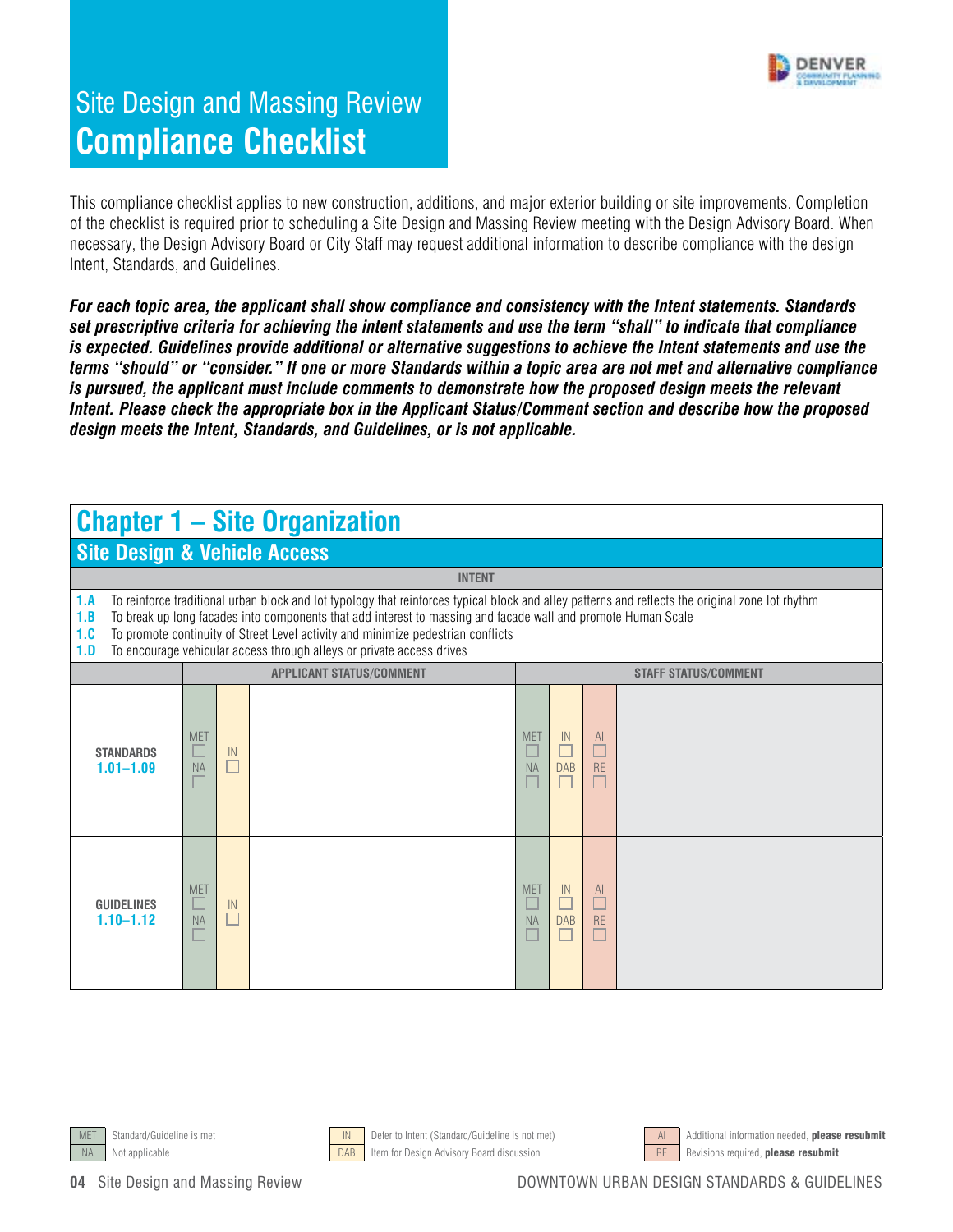# Site Design and Massing Review **Compliance Checklist**

This compliance checklist applies to new construction, additions, and major exterior building or site improvements. Completion of the checklist is required prior to scheduling a Site Design and Massing Review meeting with the Design Advisory Board. When necessary, the Design Advisory Board or City Staff may request additional information to describe compliance with the design Intent, Standards, and Guidelines.

***For each topic area, the applicant shall show compliance and consistency with the Intent statements. Standards set prescriptive criteria for achieving the intent statements and use the term "shall" to indicate that compliance is expected. Guidelines provide additional or alternative suggestions to achieve the Intent statements and use the terms "should" or "consider." If one or more Standards within a topic area are not met and alternative compliance is pursued, the applicant must include comments to demonstrate how the proposed design meets the relevant Intent. Please check the appropriate box in the Applicant Status/Comment section and describe how the proposed design meets the Intent, Standards, and Guidelines, or is not applicable.***

## Chapter 1 – Site Organization

### Site Design & Vehicle Access

**INTENT**

- **1.A** To reinforce traditional urban block and lot typology that reinforces typical block and alley patterns and reflects the original zone lot rhythm
- **1.B** To break up long facades into components that add interest to massing and facade wall and promote Human Scale
- **1.C** To promote continuity of Street Level activity and minimize pedestrian conflicts
- **1.D** To encourage vehicular access through alleys or private access drives

| | APPLICANT STATUS/COMMENT | | | STAFF STATUS/COMMENT | | | |
|---|---|---|---|---|---|---|---|
| **STANDARDS 1.01–1.09** | MET ☐ NA ☐ | IN ☐ | | MET ☐ NA ☐ | IN ☐ DAB ☐ | AI ☐ RE ☐ | |
| **GUIDELINES 1.10–1.12** | MET ☐ NA ☐ | IN ☐ | | MET ☐ NA ☐ | IN ☐ DAB ☐ | AI ☐ RE ☐ | |

MET Standard/Guideline is met
NA Not applicable
IN Defer to Intent (Standard/Guideline is not met)
DAB Item for Design Advisory Board discussion
AI Additional information needed, **please resubmit**
RE Revisions required, **please resubmit**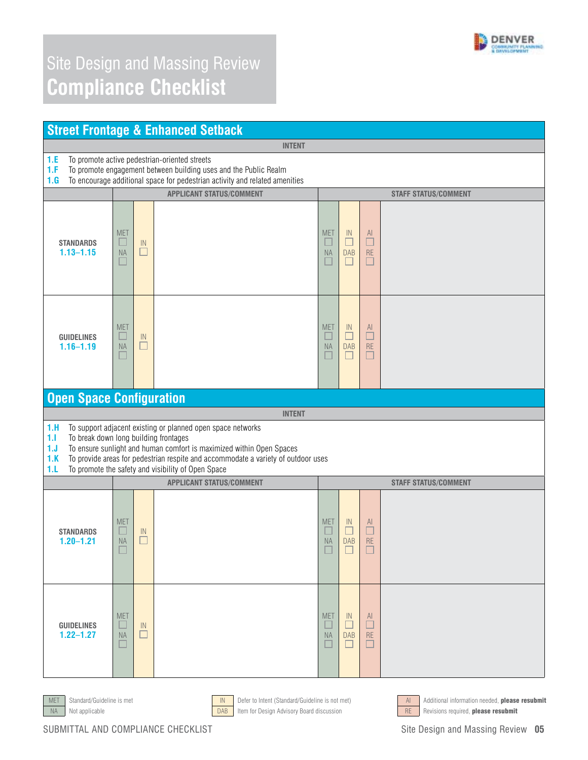# Site Design and Massing Review
# Compliance Checklist

## Street Frontage & Enhanced Setback

**INTENT**

**1.E** To promote active pedestrian-oriented streets
**1.F** To promote engagement between building uses and the Public Realm
**1.G** To encourage additional space for pedestrian activity and related amenities

| | APPLICANT STATUS/COMMENT | | | STAFF STATUS/COMMENT | | | |
|---|---|---|---|---|---|---|---|
| **STANDARDS 1.13–1.15** | MET ☐ NA ☐ | IN ☐ | | MET ☐ NA ☐ | IN ☐ DAB ☐ | AI ☐ RE ☐ | |
| **GUIDELINES 1.16–1.19** | MET ☐ NA ☐ | IN ☐ | | MET ☐ NA ☐ | IN ☐ DAB ☐ | AI ☐ RE ☐ | |

## Open Space Configuration

**INTENT**

**1.H** To support adjacent existing or planned open space networks
**1.I** To break down long building frontages
**1.J** To ensure sunlight and human comfort is maximized within Open Spaces
**1.K** To provide areas for pedestrian respite and accommodate a variety of outdoor uses
**1.L** To promote the safety and visibility of Open Space

| | APPLICANT STATUS/COMMENT | | | STAFF STATUS/COMMENT | | | |
|---|---|---|---|---|---|---|---|
| **STANDARDS 1.20–1.21** | MET ☐ NA ☐ | IN ☐ | | MET ☐ NA ☐ | IN ☐ DAB ☐ | AI ☐ RE ☐ | |
| **GUIDELINES 1.22–1.27** | MET ☐ NA ☐ | IN ☐ | | MET ☐ NA ☐ | IN ☐ DAB ☐ | AI ☐ RE ☐ | |

| | | | | | |
|---|---|---|---|---|---|
| MET | Standard/Guideline is met | IN | Defer to Intent (Standard/Guideline is not met) | AI | Additional information needed, **please resubmit** |
| NA | Not applicable | DAB | Item for Design Advisory Board discussion | RE | Revisions required, **please resubmit** |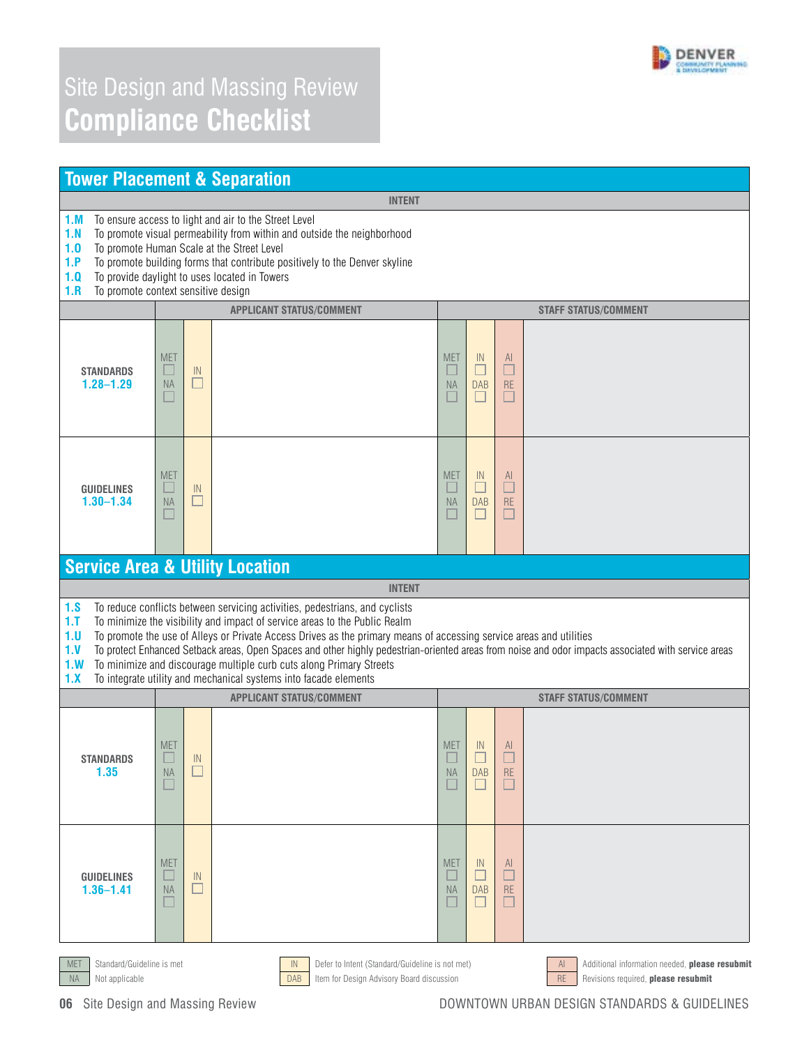# Site Design and Massing Review
## Compliance Checklist

## Tower Placement & Separation

**INTENT**

- **1.M** To ensure access to light and air to the Street Level
- **1.N** To promote visual permeability from within and outside the neighborhood
- **1.O** To promote Human Scale at the Street Level
- **1.P** To promote building forms that contribute positively to the Denver skyline
- **1.Q** To provide daylight to uses located in Towers
- **1.R** To promote context sensitive design

| | APPLICANT STATUS/COMMENT | | | STAFF STATUS/COMMENT | | | |
|---|---|---|---|---|---|---|---|
| **STANDARDS 1.28–1.29** | MET ☐ NA ☐ | IN ☐ | | MET ☐ NA ☐ | IN ☐ DAB ☐ | AI ☐ RE ☐ | |
| **GUIDELINES 1.30–1.34** | MET ☐ NA ☐ | IN ☐ | | MET ☐ NA ☐ | IN ☐ DAB ☐ | AI ☐ RE ☐ | |

## Service Area & Utility Location

**INTENT**

- **1.S** To reduce conflicts between servicing activities, pedestrians, and cyclists
- **1.T** To minimize the visibility and impact of service areas to the Public Realm
- **1.U** To promote the use of Alleys or Private Access Drives as the primary means of accessing service areas and utilities
- **1.V** To protect Enhanced Setback areas, Open Spaces and other highly pedestrian-oriented areas from noise and odor impacts associated with service areas
- **1.W** To minimize and discourage multiple curb cuts along Primary Streets
- **1.X** To integrate utility and mechanical systems into facade elements

| | APPLICANT STATUS/COMMENT | | | STAFF STATUS/COMMENT | | | |
|---|---|---|---|---|---|---|---|
| **STANDARDS 1.35** | MET ☐ NA ☐ | IN ☐ | | MET ☐ NA ☐ | IN ☐ DAB ☐ | AI ☐ RE ☐ | |
| **GUIDELINES 1.36–1.41** | MET ☐ NA ☐ | IN ☐ | | MET ☐ NA ☐ | IN ☐ DAB ☐ | AI ☐ RE ☐ | |

| | | | | | |
|---|---|---|---|---|---|
| MET | Standard/Guideline is met | IN | Defer to Intent (Standard/Guideline is not met) | AI | Additional information needed, **please resubmit** |
| NA | Not applicable | DAB | Item for Design Advisory Board discussion | RE | Revisions required, **please resubmit** |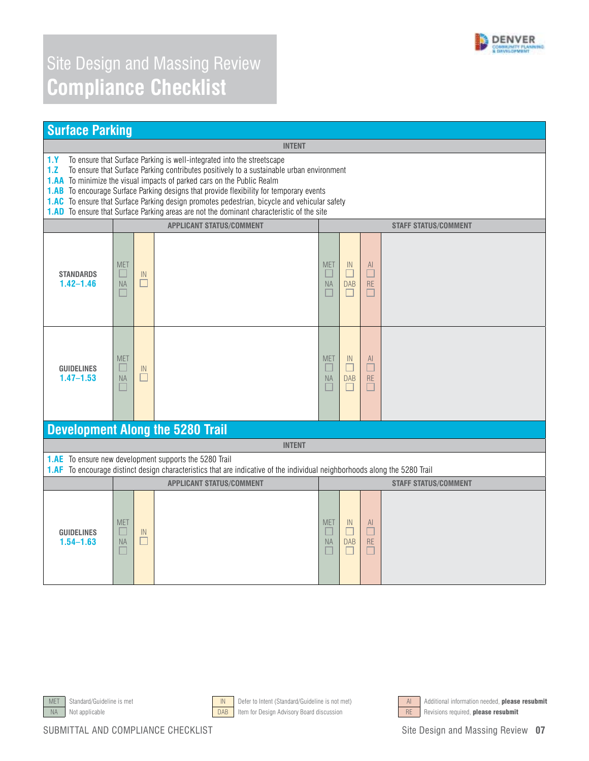# Site Design and Massing Review
## Compliance Checklist

## Surface Parking

**INTENT**

**1.Y** To ensure that Surface Parking is well-integrated into the streetscape
**1.Z** To ensure that Surface Parking contributes positively to a sustainable urban environment
**1.AA** To minimize the visual impacts of parked cars on the Public Realm
**1.AB** To encourage Surface Parking designs that provide flexibility for temporary events
**1.AC** To ensure that Surface Parking design promotes pedestrian, bicycle and vehicular safety
**1.AD** To ensure that Surface Parking areas are not the dominant characteristic of the site

| | APPLICANT STATUS/COMMENT | | | STAFF STATUS/COMMENT | | | |
|---|---|---|---|---|---|---|---|
| **STANDARDS 1.42–1.46** | MET ☐ NA ☐ | IN ☐ | | MET ☐ NA ☐ | IN ☐ DAB ☐ | AI ☐ RE ☐ | |
| **GUIDELINES 1.47–1.53** | MET ☐ NA ☐ | IN ☐ | | MET ☐ NA ☐ | IN ☐ DAB ☐ | AI ☐ RE ☐ | |

## Development Along the 5280 Trail

**INTENT**

**1.AE** To ensure new development supports the 5280 Trail
**1.AF** To encourage distinct design characteristics that are indicative of the individual neighborhoods along the 5280 Trail

| | APPLICANT STATUS/COMMENT | | | STAFF STATUS/COMMENT | | | |
|---|---|---|---|---|---|---|---|
| **GUIDELINES 1.54–1.63** | MET ☐ NA ☐ | IN ☐ | | MET ☐ NA ☐ | IN ☐ DAB ☐ | AI ☐ RE ☐ | |

| | |
|---|---|
| MET | Standard/Guideline is met |
| NA | Not applicable |
| IN | Defer to Intent (Standard/Guideline is not met) |
| DAB | Item for Design Advisory Board discussion |
| AI | Additional information needed, **please resubmit** |
| RE | Revisions required, **please resubmit** |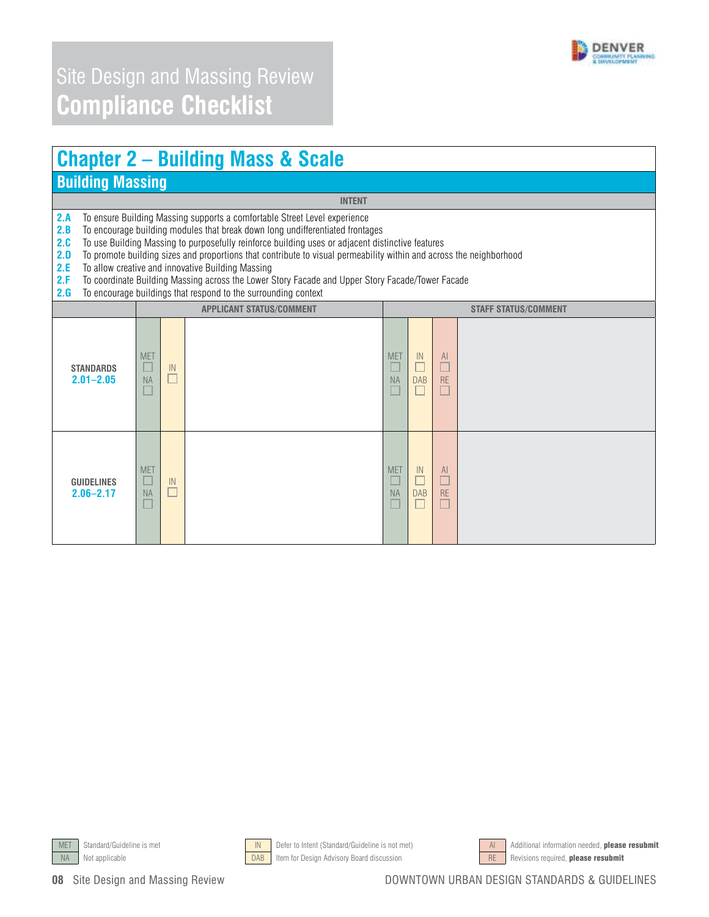# Site Design and Massing Review
## Compliance Checklist

## Chapter 2 – Building Mass & Scale

### Building Massing

**INTENT**

**2.A** To ensure Building Massing supports a comfortable Street Level experience
**2.B** To encourage building modules that break down long undifferentiated frontages
**2.C** To use Building Massing to purposefully reinforce building uses or adjacent distinctive features
**2.D** To promote building sizes and proportions that contribute to visual permeability within and across the neighborhood
**2.E** To allow creative and innovative Building Massing
**2.F** To coordinate Building Massing across the Lower Story Facade and Upper Story Facade/Tower Facade
**2.G** To encourage buildings that respond to the surrounding context

| | APPLICANT STATUS/COMMENT | | | STAFF STATUS/COMMENT | | | |
|---|---|---|---|---|---|---|---|
| **STANDARDS 2.01–2.05** | MET ☐ NA ☐ | IN ☐ | | MET ☐ NA ☐ | IN ☐ DAB ☐ | AI ☐ RE ☐ | |
| **GUIDELINES 2.06–2.17** | MET ☐ NA ☐ | IN ☐ | | MET ☐ NA ☐ | IN ☐ DAB ☐ | AI ☐ RE ☐ | |

| | | | | | |
|---|---|---|---|---|---|
| MET | Standard/Guideline is met | IN | Defer to Intent (Standard/Guideline is not met) | AI | Additional information needed, **please resubmit** |
| NA | Not applicable | DAB | Item for Design Advisory Board discussion | RE | Revisions required, **please resubmit** |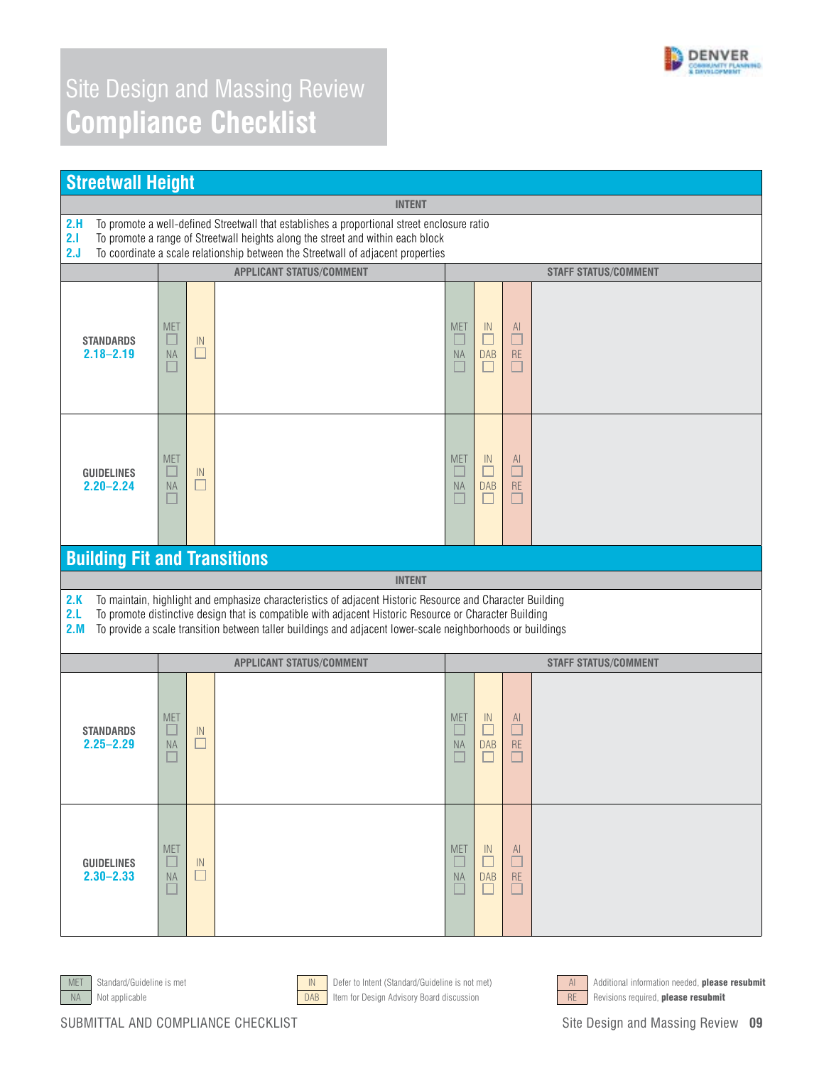# Site Design and Massing Review
## Compliance Checklist

## Streetwall Height

**INTENT**

**2.H** To promote a well-defined Streetwall that establishes a proportional street enclosure ratio
**2.I** To promote a range of Streetwall heights along the street and within each block
**2.J** To coordinate a scale relationship between the Streetwall of adjacent properties

| | APPLICANT STATUS/COMMENT | | | STAFF STATUS/COMMENT | | | |
|---|---|---|---|---|---|---|---|
| **STANDARDS 2.18–2.19** | MET ☐ NA ☐ | IN ☐ | | MET ☐ NA ☐ | IN ☐ DAB ☐ | AI ☐ RE ☐ | |
| **GUIDELINES 2.20–2.24** | MET ☐ NA ☐ | IN ☐ | | MET ☐ NA ☐ | IN ☐ DAB ☐ | AI ☐ RE ☐ | |

## Building Fit and Transitions

**INTENT**

**2.K** To maintain, highlight and emphasize characteristics of adjacent Historic Resource and Character Building
**2.L** To promote distinctive design that is compatible with adjacent Historic Resource or Character Building
**2.M** To provide a scale transition between taller buildings and adjacent lower-scale neighborhoods or buildings

| | APPLICANT STATUS/COMMENT | | | STAFF STATUS/COMMENT | | | |
|---|---|---|---|---|---|---|---|
| **STANDARDS 2.25–2.29** | MET ☐ NA ☐ | IN ☐ | | MET ☐ NA ☐ | IN ☐ DAB ☐ | AI ☐ RE ☐ | |
| **GUIDELINES 2.30–2.33** | MET ☐ NA ☐ | IN ☐ | | MET ☐ NA ☐ | IN ☐ DAB ☐ | AI ☐ RE ☐ | |

| | |
|---|---|
| MET | Standard/Guideline is met |
| NA | Not applicable |
| IN | Defer to Intent (Standard/Guideline is not met) |
| DAB | Item for Design Advisory Board discussion |
| AI | Additional information needed, **please resubmit** |
| RE | Revisions required, **please resubmit** |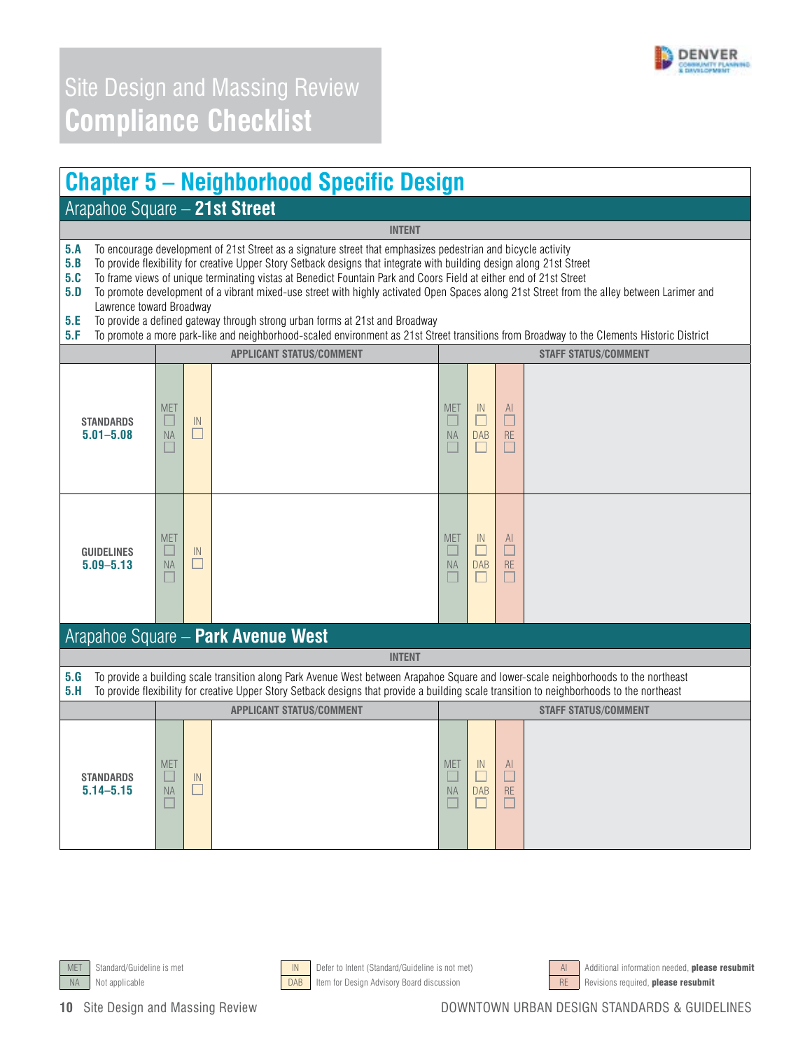# Site Design and Massing Review
# Compliance Checklist

## Chapter 5 – Neighborhood Specific Design

### Arapahoe Square – 21st Street

**INTENT**

**5.A** To encourage development of 21st Street as a signature street that emphasizes pedestrian and bicycle activity
**5.B** To provide flexibility for creative Upper Story Setback designs that integrate with building design along 21st Street
**5.C** To frame views of unique terminating vistas at Benedict Fountain Park and Coors Field at either end of 21st Street
**5.D** To promote development of a vibrant mixed-use street with highly activated Open Spaces along 21st Street from the alley between Larimer and Lawrence toward Broadway
**5.E** To provide a defined gateway through strong urban forms at 21st and Broadway
**5.F** To promote a more park-like and neighborhood-scaled environment as 21st Street transitions from Broadway to the Clements Historic District

| | APPLICANT STATUS/COMMENT | | | STAFF STATUS/COMMENT | | | |
|---|---|---|---|---|---|---|---|
| **STANDARDS 5.01–5.08** | MET ☐ NA ☐ | IN ☐ | | MET ☐ NA ☐ | IN ☐ DAB ☐ | AI ☐ RE ☐ | |
| **GUIDELINES 5.09–5.13** | MET ☐ NA ☐ | IN ☐ | | MET ☐ NA ☐ | IN ☐ DAB ☐ | AI ☐ RE ☐ | |

### Arapahoe Square – Park Avenue West

**INTENT**

**5.G** To provide a building scale transition along Park Avenue West between Arapahoe Square and lower-scale neighborhoods to the northeast
**5.H** To provide flexibility for creative Upper Story Setback designs that provide a building scale transition to neighborhoods to the northeast

| | APPLICANT STATUS/COMMENT | | | STAFF STATUS/COMMENT | | | |
|---|---|---|---|---|---|---|---|
| **STANDARDS 5.14–5.15** | MET ☐ NA ☐ | IN ☐ | | MET ☐ NA ☐ | IN ☐ DAB ☐ | AI ☐ RE ☐ | |

MET: Standard/Guideline is met
NA: Not applicable
IN: Defer to Intent (Standard/Guideline is not met)
DAB: Item for Design Advisory Board discussion
AI: Additional information needed, **please resubmit**
RE: Revisions required, **please resubmit**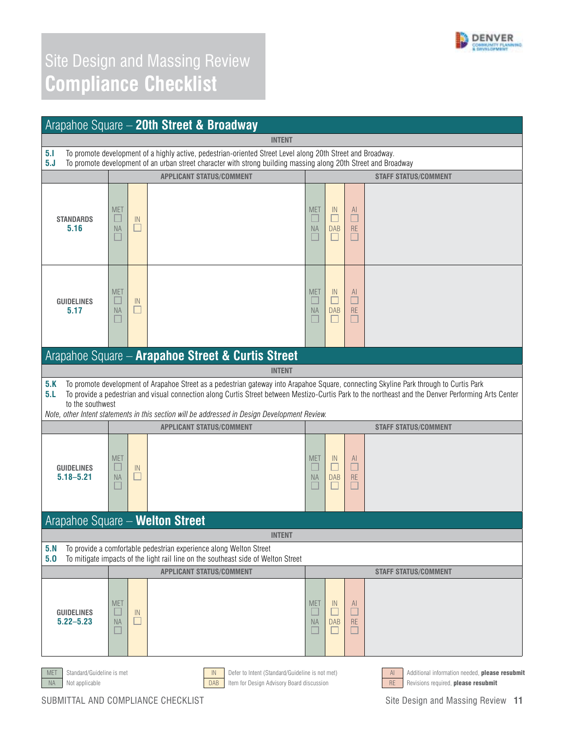# Site Design and Massing Review
## Compliance Checklist

## Arapahoe Square – **20th Street & Broadway**

**INTENT**

**5.I** To promote development of a highly active, pedestrian-oriented Street Level along 20th Street and Broadway.
**5.J** To promote development of an urban street character with strong building massing along 20th Street and Broadway

| | APPLICANT STATUS/COMMENT | | | STAFF STATUS/COMMENT | | | |
|---|---|---|---|---|---|---|---|
| **STANDARDS 5.16** | MET ☐ NA ☐ | IN ☐ | | MET ☐ NA ☐ | IN ☐ DAB ☐ | AI ☐ RE ☐ | |
| **GUIDELINES 5.17** | MET ☐ NA ☐ | IN ☐ | | MET ☐ NA ☐ | IN ☐ DAB ☐ | AI ☐ RE ☐ | |

## Arapahoe Square – **Arapahoe Street & Curtis Street**

**INTENT**

**5.K** To promote development of Arapahoe Street as a pedestrian gateway into Arapahoe Square, connecting Skyline Park through to Curtis Park
**5.L** To provide a pedestrian and visual connection along Curtis Street between Mestizo-Curtis Park to the northeast and the Denver Performing Arts Center to the southwest

*Note, other Intent statements in this section will be addressed in Design Development Review.*

| | APPLICANT STATUS/COMMENT | | | STAFF STATUS/COMMENT | | | |
|---|---|---|---|---|---|---|---|
| **GUIDELINES 5.18–5.21** | MET ☐ NA ☐ | IN ☐ | | MET ☐ NA ☐ | IN ☐ DAB ☐ | AI ☐ RE ☐ | |

## Arapahoe Square – **Welton Street**

**INTENT**

**5.N** To provide a comfortable pedestrian experience along Welton Street
**5.O** To mitigate impacts of the light rail line on the southeast side of Welton Street

| | APPLICANT STATUS/COMMENT | | | STAFF STATUS/COMMENT | | | |
|---|---|---|---|---|---|---|---|
| **GUIDELINES 5.22–5.23** | MET ☐ NA ☐ | IN ☐ | | MET ☐ NA ☐ | IN ☐ DAB ☐ | AI ☐ RE ☐ | |

MET – Standard/Guideline is met
NA – Not applicable
IN – Defer to Intent (Standard/Guideline is not met)
DAB – Item for Design Advisory Board discussion
AI – Additional information needed, **please resubmit**
RE – Revisions required, **please resubmit**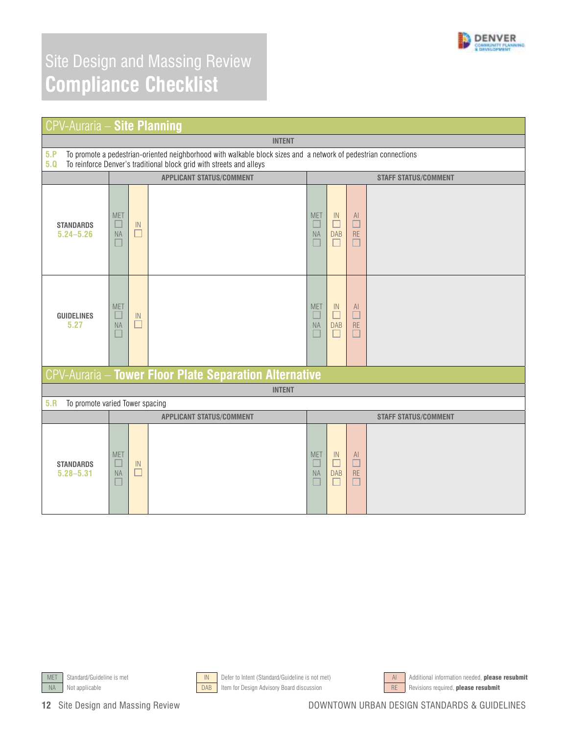# Site Design and Massing Review
## Compliance Checklist

## CPV-Auraria – Site Planning

| INTENT | | |
|---|---|---|
| 5.P | To promote a pedestrian-oriented neighborhood with walkable block sizes and a network of pedestrian connections | |
| 5.Q | To reinforce Denver's traditional block grid with streets and alleys | |

| | APPLICANT STATUS/COMMENT | | | STAFF STATUS/COMMENT | | | |
|---|---|---|---|---|---|---|---|
| **STANDARDS** 5.24–5.26 | MET ☐ NA ☐ | IN ☐ | | MET ☐ NA ☐ | IN ☐ DAB ☐ | AI ☐ RE ☐ | |
| **GUIDELINES** 5.27 | MET ☐ NA ☐ | IN ☐ | | MET ☐ NA ☐ | IN ☐ DAB ☐ | AI ☐ RE ☐ | |

## CPV-Auraria – Tower Floor Plate Separation Alternative

| INTENT | |
|---|---|
| 5.R | To promote varied Tower spacing |

| | APPLICANT STATUS/COMMENT | | | STAFF STATUS/COMMENT | | | |
|---|---|---|---|---|---|---|---|
| **STANDARDS** 5.28–5.31 | MET ☐ NA ☐ | IN ☐ | | MET ☐ NA ☐ | IN ☐ DAB ☐ | AI ☐ RE ☐ | |

| | | | | | |
|---|---|---|---|---|---|
| MET | Standard/Guideline is met | IN | Defer to Intent (Standard/Guideline is not met) | AI | Additional information needed, **please resubmit** |
| NA | Not applicable | DAB | Item for Design Advisory Board discussion | RE | Revisions required, **please resubmit** |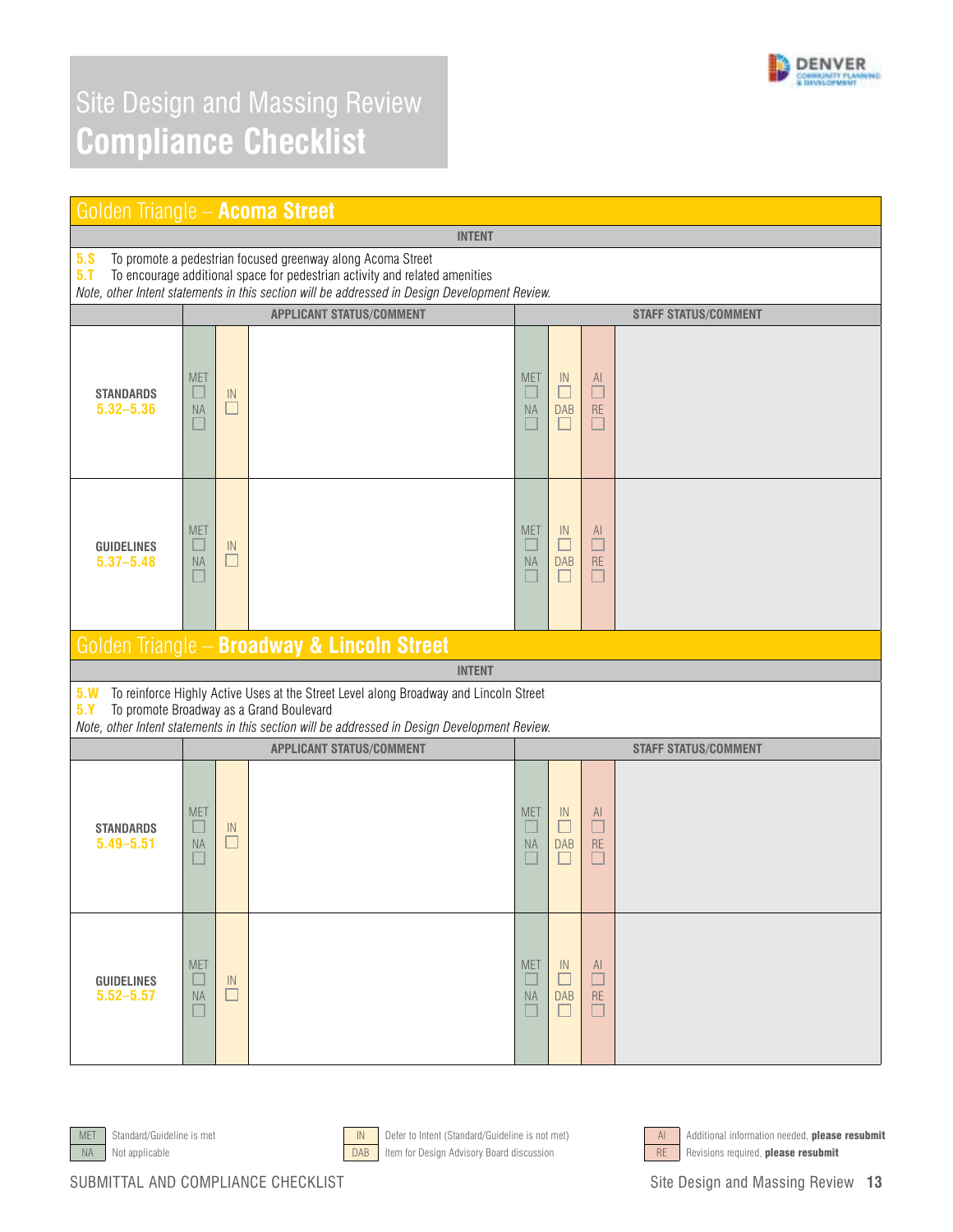# Site Design and Massing Review
# **Compliance Checklist**

## Golden Triangle – **Acoma Street**

**INTENT**

**5.S** To promote a pedestrian focused greenway along Acoma Street
**5.T** To encourage additional space for pedestrian activity and related amenities
*Note, other Intent statements in this section will be addressed in Design Development Review.*

| | APPLICANT STATUS/COMMENT | | | STAFF STATUS/COMMENT | | | |
|---|---|---|---|---|---|---|---|
| **STANDARDS 5.32–5.36** | MET ☐ NA ☐ | IN ☐ | | MET ☐ NA ☐ | IN ☐ DAB ☐ | AI ☐ RE ☐ | |
| **GUIDELINES 5.37–5.48** | MET ☐ NA ☐ | IN ☐ | | MET ☐ NA ☐ | IN ☐ DAB ☐ | AI ☐ RE ☐ | |

## Golden Triangle – **Broadway & Lincoln Street**

**INTENT**

**5.W** To reinforce Highly Active Uses at the Street Level along Broadway and Lincoln Street
**5.Y** To promote Broadway as a Grand Boulevard
*Note, other Intent statements in this section will be addressed in Design Development Review.*

| | APPLICANT STATUS/COMMENT | | | STAFF STATUS/COMMENT | | | |
|---|---|---|---|---|---|---|---|
| **STANDARDS 5.49–5.51** | MET ☐ NA ☐ | IN ☐ | | MET ☐ NA ☐ | IN ☐ DAB ☐ | AI ☐ RE ☐ | |
| **GUIDELINES 5.52–5.57** | MET ☐ NA ☐ | IN ☐ | | MET ☐ NA ☐ | IN ☐ DAB ☐ | AI ☐ RE ☐ | |

| | | | | | |
|---|---|---|---|---|---|
| MET | Standard/Guideline is met | IN | Defer to Intent (Standard/Guideline is not met) | AI | Additional information needed, **please resubmit** |
| NA | Not applicable | DAB | Item for Design Advisory Board discussion | RE | Revisions required, **please resubmit** |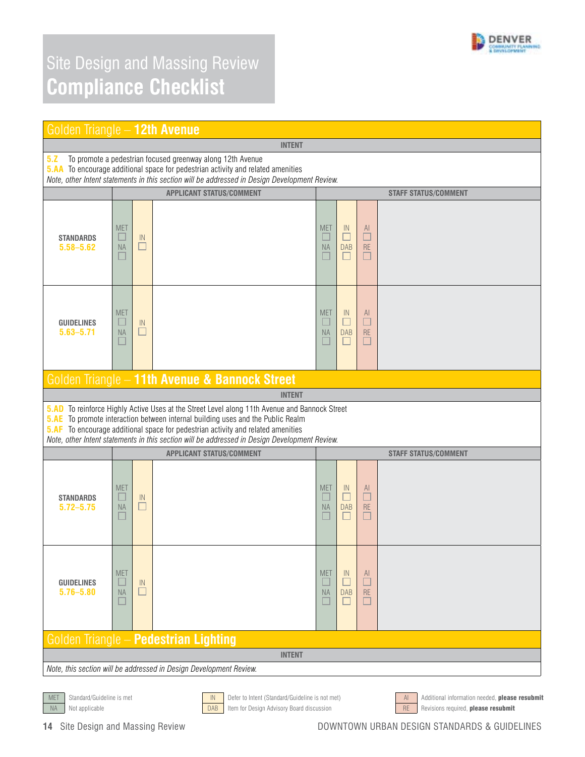# Site Design and Massing Review
# **Compliance Checklist**

## Golden Triangle – **12th Avenue**

**INTENT**

**5.Z** To promote a pedestrian focused greenway along 12th Avenue
**5.AA** To encourage additional space for pedestrian activity and related amenities
*Note, other Intent statements in this section will be addressed in Design Development Review.*

| | APPLICANT STATUS/COMMENT | | | STAFF STATUS/COMMENT | | | |
|---|---|---|---|---|---|---|---|
| **STANDARDS 5.58–5.62** | MET ☐ NA ☐ | IN ☐ | | MET ☐ NA ☐ | IN ☐ DAB ☐ | AI ☐ RE ☐ | |
| **GUIDELINES 5.63–5.71** | MET ☐ NA ☐ | IN ☐ | | MET ☐ NA ☐ | IN ☐ DAB ☐ | AI ☐ RE ☐ | |

## Golden Triangle – **11th Avenue & Bannock Street**

**INTENT**

**5.AD** To reinforce Highly Active Uses at the Street Level along 11th Avenue and Bannock Street
**5.AE** To promote interaction between internal building uses and the Public Realm
**5.AF** To encourage additional space for pedestrian activity and related amenities
*Note, other Intent statements in this section will be addressed in Design Development Review.*

| | APPLICANT STATUS/COMMENT | | | STAFF STATUS/COMMENT | | | |
|---|---|---|---|---|---|---|---|
| **STANDARDS 5.72–5.75** | MET ☐ NA ☐ | IN ☐ | | MET ☐ NA ☐ | IN ☐ DAB ☐ | AI ☐ RE ☐ | |
| **GUIDELINES 5.76–5.80** | MET ☐ NA ☐ | IN ☐ | | MET ☐ NA ☐ | IN ☐ DAB ☐ | AI ☐ RE ☐ | |

## Golden Triangle – **Pedestrian Lighting**

**INTENT**

*Note, this section will be addressed in Design Development Review.*

| | | | | | |
|---|---|---|---|---|---|
| MET | Standard/Guideline is met | IN | Defer to Intent (Standard/Guideline is not met) | AI | Additional information needed, **please resubmit** |
| NA | Not applicable | DAB | Item for Design Advisory Board discussion | RE | Revisions required, **please resubmit** |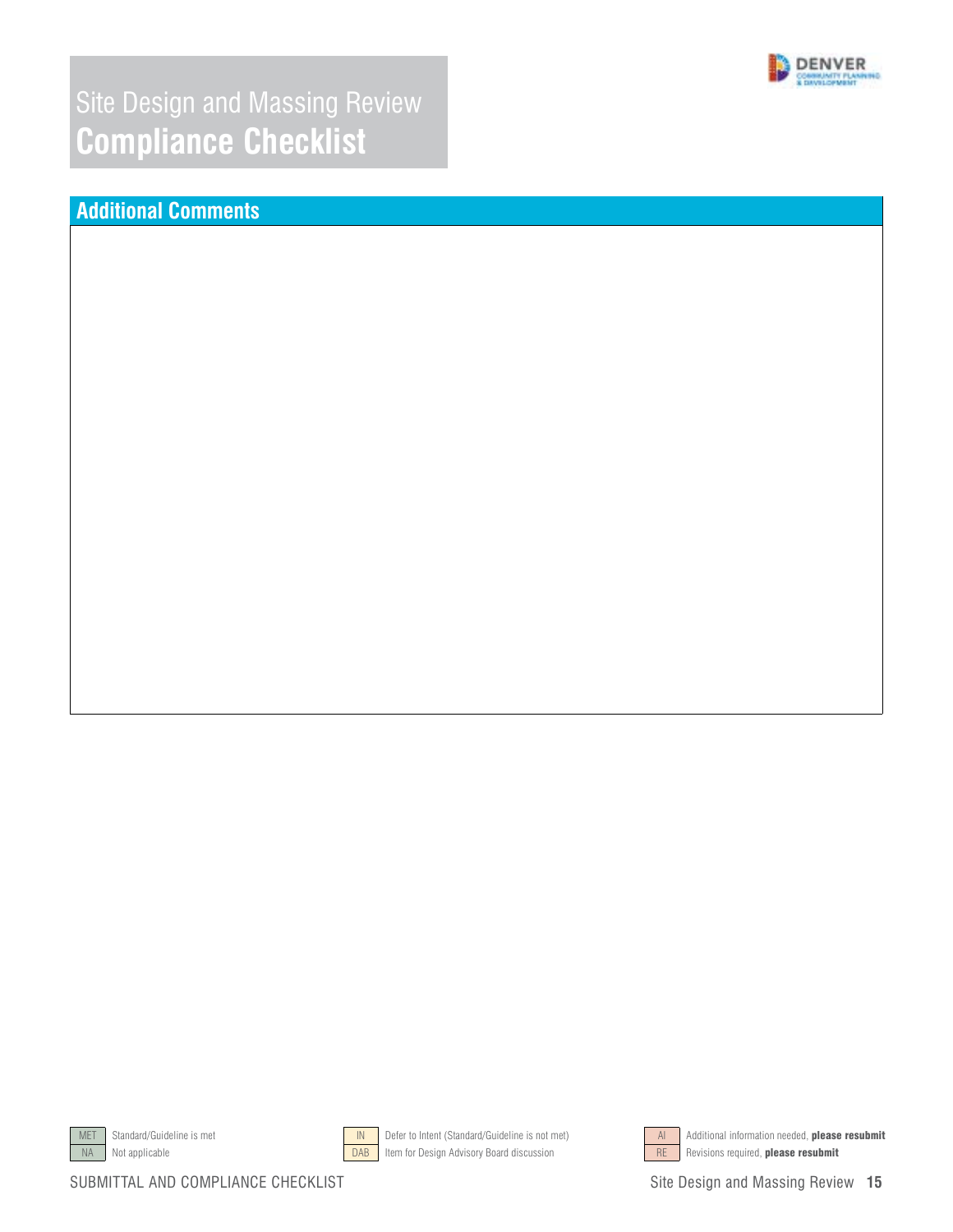# Site Design and Massing Review
# **Compliance Checklist**

## Additional Comments

| | | | | | |
|---|---|---|---|---|---|
| MET | Standard/Guideline is met | IN | Defer to Intent (Standard/Guideline is not met) | AI | Additional information needed, **please resubmit** |
| NA | Not applicable | DAB | Item for Design Advisory Board discussion | RE | Revisions required, **please resubmit** |